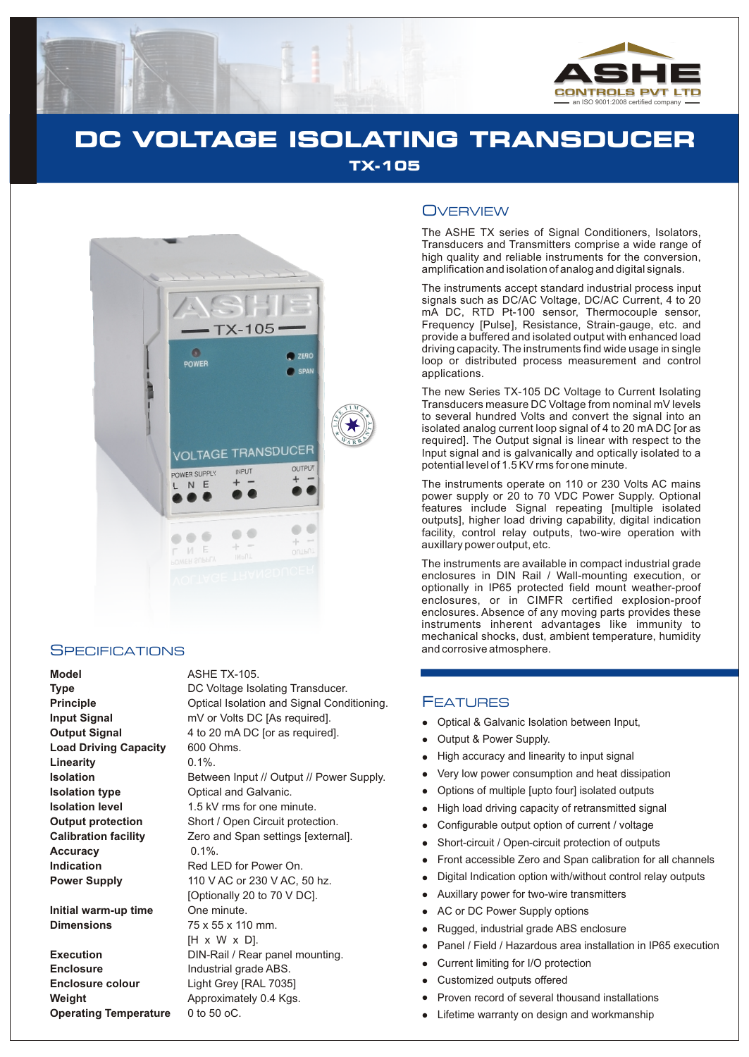ASHE CONTROLS PVT LTD
an ISO 9001:2008 certified company

# DC VOLTAGE ISOLATING TRANSDUCER

## TX-105

## Overview

The ASHE TX series of Signal Conditioners, Isolators, Transducers and Transmitters comprise a wide range of high quality and reliable instruments for the conversion, amplification and isolation of analog and digital signals.

The instruments accept standard industrial process input signals such as DC/AC Voltage, DC/AC Current, 4 to 20 mA DC, RTD Pt-100 sensor, Thermocouple sensor, Frequency [Pulse], Resistance, Strain-gauge, etc. and provide a buffered and isolated output with enhanced load driving capacity. The instruments find wide usage in single loop or distributed process measurement and control applications.

The new Series TX-105 DC Voltage to Current Isolating Transducers measure DC Voltage from nominal mV levels to several hundred Volts and convert the signal into an isolated analog current loop signal of 4 to 20 mA DC [or as required]. The Output signal is linear with respect to the Input signal and is galvanically and optically isolated to a potential level of 1.5 KV rms for one minute.

The instruments operate on 110 or 230 Volts AC mains power supply or 20 to 70 VDC Power Supply. Optional features include Signal repeating [multiple isolated outputs], higher load driving capability, digital indication facility, control relay outputs, two-wire operation with auxillary power output, etc.

The instruments are available in compact industrial grade enclosures in DIN Rail / Wall-mounting execution, or optionally in IP65 protected field mount weather-proof enclosures, or in CIMFR certified explosion-proof enclosures. Absence of any moving parts provides these instruments inherent advantages like immunity to mechanical shocks, dust, ambient temperature, humidity and corrosive atmosphere.

## Specifications

| | |
|---|---|
| **Model** | ASHE TX-105. |
| **Type** | DC Voltage Isolating Transducer. |
| **Principle** | Optical Isolation and Signal Conditioning. |
| **Input Signal** | mV or Volts DC [As required]. |
| **Output Signal** | 4 to 20 mA DC [or as required]. |
| **Load Driving Capacity** | 600 Ohms. |
| **Linearity** | 0.1%. |
| **Isolation** | Between Input // Output // Power Supply. |
| **Isolation type** | Optical and Galvanic. |
| **Isolation level** | 1.5 kV rms for one minute. |
| **Output protection** | Short / Open Circuit protection. |
| **Calibration facility** | Zero and Span settings [external]. |
| **Accuracy** | 0.1%. |
| **Indication** | Red LED for Power On. |
| **Power Supply** | 110 V AC or 230 V AC, 50 hz. [Optionally 20 to 70 V DC]. |
| **Initial warm-up time** | One minute. |
| **Dimensions** | 75 x 55 x 110 mm. [H x W x D]. |
| **Execution** | DIN-Rail / Rear panel mounting. |
| **Enclosure** | Industrial grade ABS. |
| **Enclosure colour** | Light Grey [RAL 7035] |
| **Weight** | Approximately 0.4 Kgs. |
| **Operating Temperature** | 0 to 50 oC. |

## Features

- Optical & Galvanic Isolation between Input,
- Output & Power Supply.
- High accuracy and linearity to input signal
- Very low power consumption and heat dissipation
- Options of multiple [upto four] isolated outputs
- High load driving capacity of retransmitted signal
- Configurable output option of current / voltage
- Short-circuit / Open-circuit protection of outputs
- Front accessible Zero and Span calibration for all channels
- Digital Indication option with/without control relay outputs
- Auxillary power for two-wire transmitters
- AC or DC Power Supply options
- Rugged, industrial grade ABS enclosure
- Panel / Field / Hazardous area installation in IP65 execution
- Current limiting for I/O protection
- Customized outputs offered
- Proven record of several thousand installations
- Lifetime warranty on design and workmanship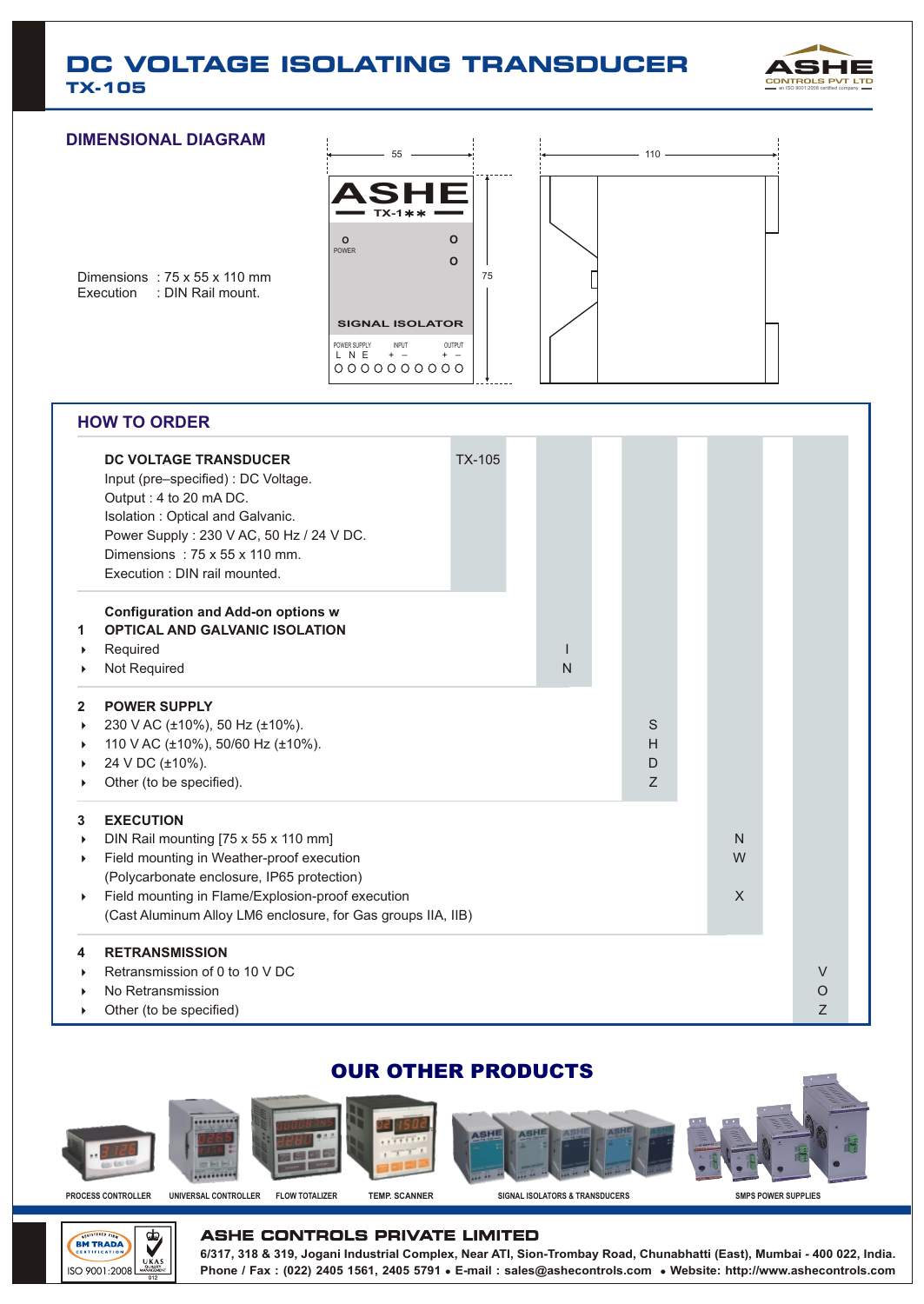# DC VOLTAGE ISOLATING TRANSDUCER

## TX-105

### DIMENSIONAL DIAGRAM

Dimensions : 75 x 55 x 110 mm
Execution : DIN Rail mount.

55

110

ASHE
TX-1**

POWER

75

SIGNAL ISOLATOR

POWER SUPPLY INPUT OUTPUT
L N E + – + –

### HOW TO ORDER

**DC VOLTAGE TRANSDUCER** — TX-105

Input (pre–specified) : DC Voltage.
Output : 4 to 20 mA DC.
Isolation : Optical and Galvanic.
Power Supply : 230 V AC, 50 Hz / 24 V DC.
Dimensions : 75 x 55 x 110 mm.
Execution : DIN rail mounted.

**Configuration and Add-on options w**

**1 OPTICAL AND GALVANIC ISOLATION**

| Option | Code |
|---|---|
| Required | I |
| Not Required | N |

**2 POWER SUPPLY**

| Option | Code |
|---|---|
| 230 V AC (±10%), 50 Hz (±10%). | S |
| 110 V AC (±10%), 50/60 Hz (±10%). | H |
| 24 V DC (±10%). | D |
| Other (to be specified). | Z |

**3 EXECUTION**

| Option | Code |
|---|---|
| DIN Rail mounting [75 x 55 x 110 mm] | N |
| Field mounting in Weather-proof execution (Polycarbonate enclosure, IP65 protection) | W |
| Field mounting in Flame/Explosion-proof execution (Cast Aluminum Alloy LM6 enclosure, for Gas groups IIA, IIB) | X |

**4 RETRANSMISSION**

| Option | Code |
|---|---|
| Retransmission of 0 to 10 V DC | V |
| No Retransmission | O |
| Other (to be specified) | Z |

## OUR OTHER PRODUCTS

PROCESS CONTROLLER · UNIVERSAL CONTROLLER · FLOW TOTALIZER · TEMP. SCANNER · SIGNAL ISOLATORS & TRANSDUCERS · SMPS POWER SUPPLIES

ISO 9001:2008

**ASHE CONTROLS PRIVATE LIMITED**

6/317, 318 & 319, Jogani Industrial Complex, Near ATI, Sion-Trombay Road, Chunabhatti (East), Mumbai - 400 022, India.
Phone / Fax : (022) 2405 1561, 2405 5791 • E-mail : sales@ashecontrols.com • Website: http://www.ashecontrols.com